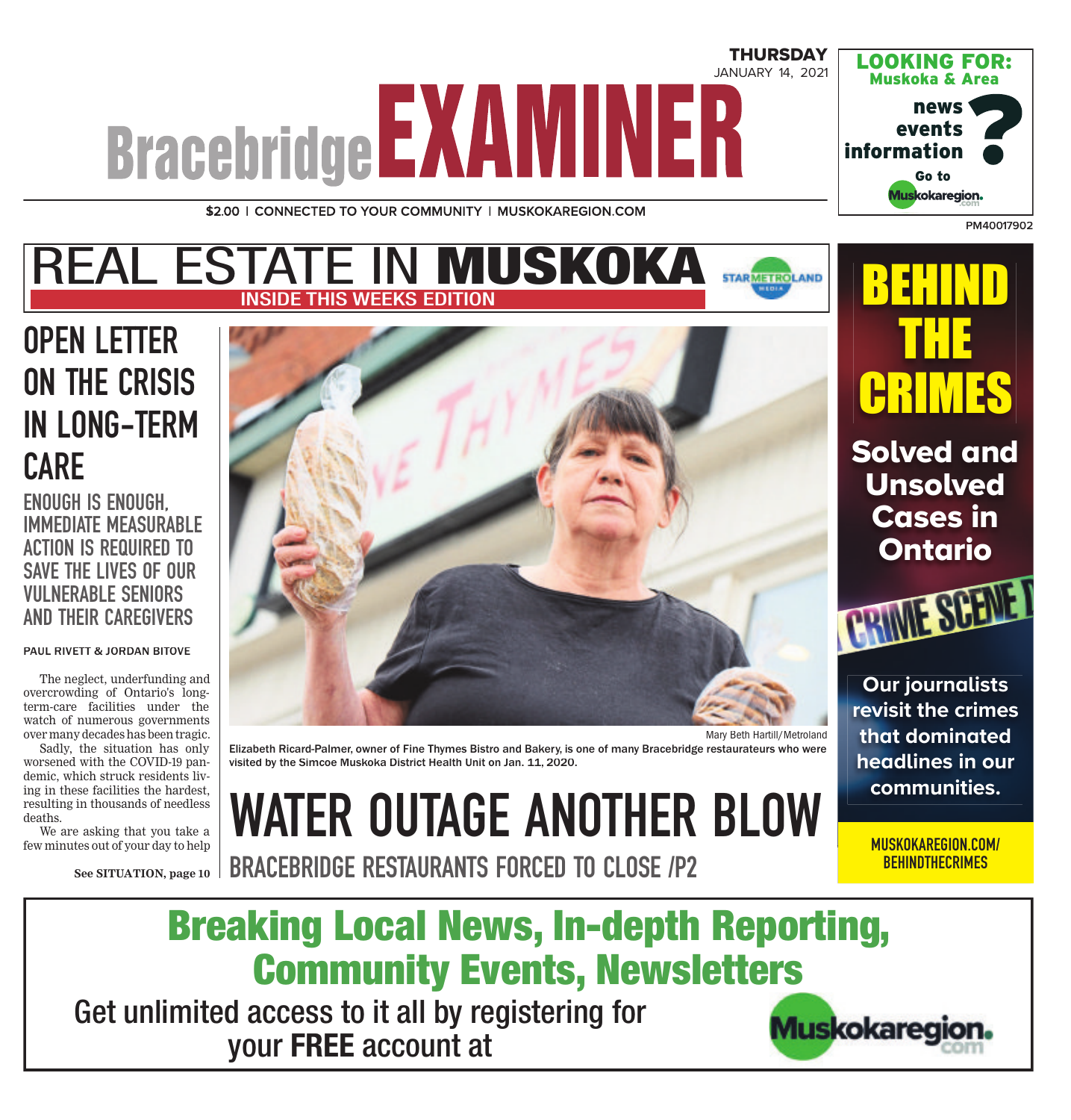THURSDAY JANUARY 14, 2021

# Bracebridge EXAMINER

$2.00 | CONNECTED TO YOUR COMMUNITY | MUSKOKAREGION.COM

LOOKING FOR: Muskoka & Area news events information? Go to Muskokaregion.com

PM40017902

## REAL ESTATE IN MUSKOKA

INSIDE THIS WEEKS EDITION

STARMETROLAND MEDIA

## OPEN LETTER ON THE CRISIS IN LONG-TERM CARE

### ENOUGH IS ENOUGH, IMMEDIATE MEASURABLE ACTION IS REQUIRED TO SAVE THE LIVES OF OUR VULNERABLE SENIORS AND THEIR CAREGIVERS

**PAUL RIVETT & JORDAN BITOVE**

The neglect, underfunding and overcrowding of Ontario's long-term-care facilities under the watch of numerous governments over many decades has been tragic.

Sadly, the situation has only worsened with the COVID-19 pandemic, which struck residents living in these facilities the hardest, resulting in thousands of needless deaths.

We are asking that you take a few minutes out of your day to help

**See SITUATION, page 10**

Mary Beth Hartill/Metroland

Elizabeth Ricard-Palmer, owner of Fine Thymes Bistro and Bakery, is one of many Bracebridge restaurateurs who were visited by the Simcoe Muskoka District Health Unit on Jan. 11, 2020.

## WATER OUTAGE ANOTHER BLOW

### BRACEBRIDGE RESTAURANTS FORCED TO CLOSE /P2

## BEHIND THE CRIMES

**Solved and Unsolved Cases in Ontario**

Our journalists revisit the crimes that dominated headlines in our communities.

MUSKOKAREGION.COM/BEHINDTHECRIMES

## Breaking Local News, In-depth Reporting, Community Events, Newsletters

Get unlimited access to it all by registering for your **FREE** account at Muskokaregion.com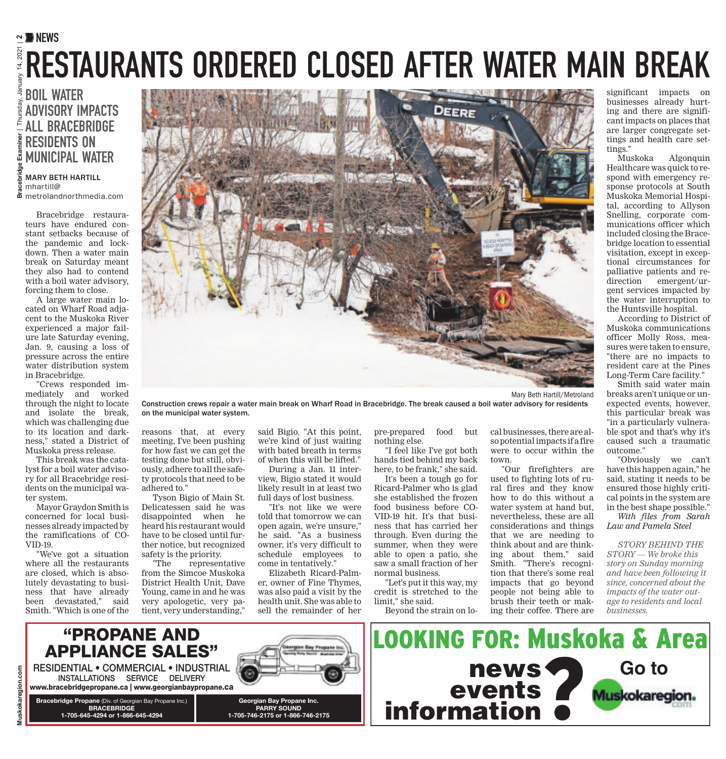NEWS

# RESTAURANTS ORDERED CLOSED AFTER WATER MAIN BREAK

## BOIL WATER ADVISORY IMPACTS ALL BRACEBRIDGE RESIDENTS ON MUNICIPAL WATER

**MARY BETH HARTILL**
mhartill@
metrolandnorthmedia.com

Bracebridge restaurateurs have endured constant setbacks because of the pandemic and lockdown. Then a water main break on Saturday meant they also had to contend with a boil water advisory, forcing them to close.

A large water main located on Wharf Road adjacent to the Muskoka River experienced a major failure late Saturday evening, Jan. 9, causing a loss of pressure across the entire water distribution system in Bracebridge.

"Crews responded immediately and worked through the night to locate and isolate the break, which was challenging due to its location and darkness," stated a District of Muskoka press release.

This break was the catalyst for a boil water advisory for all Bracebridge residents on the municipal water system.

Mayor Graydon Smith is concerned for local businesses already impacted by the ramifications of COVID-19.

"We've got a situation where all the restaurants are closed, which is absolutely devastating to business that have already been devastated," said Smith. "Which is one of the reasons that, at every meeting, I've been pushing for how fast we can get the testing done but still, obviously, adhere to all the safety protocols that need to be adhered to."

Mary Beth Hartill/Metroland

Construction crews repair a water main break on Wharf Road in Bracebridge. The break caused a boil water advisory for residents on the municipal water system.

Tyson Bigio of Main St. Delicatessen said he was disappointed when he heard his restaurant would have to be closed until further notice, but recognized safety is the priority.

"The representative from the Simcoe Muskoka District Health Unit, Dave Young, came in and he was very apologetic, very patient, very understanding," said Bigio. "At this point, we're kind of just waiting with bated breath in terms of when this will be lifted."

During a Jan. 11 interview, Bigio stated it would likely result in at least two full days of lost business.

"It's not like we were told that tomorrow we can open again, we're unsure," he said. "As a business owner, it's very difficult to schedule employees to come in tentatively."

Elizabeth Ricard-Palmer, owner of Fine Thymes, was also paid a visit by the health unit. She was able to sell the remainder of her pre-prepared food but nothing else.

"I feel like I've got both hands tied behind my back here, to be frank," she said.

It's been a tough go for Ricard-Palmer who is glad she established the frozen food business before COVID-19 hit. It's that business that has carried her through. Even during the summer, when they were able to open a patio, she saw a small fraction of her normal business.

"Let's put it this way, my credit is stretched to the limit," she said.

Beyond the strain on local businesses, there are also potential impacts if a fire were to occur within the town.

"Our firefighters are used to fighting lots of rural fires and they know how to do this without a water system at hand but, nevertheless, these are all considerations and things that we are needing to think about and are thinking about them," said Smith. "There's recognition that there's some real impacts that go beyond people not being able to brush their teeth or making their coffee. There are significant impacts on businesses already hurting and there are significant impacts on places that are larger congregate settings and health care settings."

Muskoka Algonquin Healthcare was quick to respond with emergency response protocols at South Muskoka Memorial Hospital, according to Allyson Snelling, corporate communications officer which included closing the Bracebridge location to essential visitation, except in exceptional circumstances for palliative patients and redirection emergent/urgent services impacted by the water interruption to the Huntsville hospital.

According to District of Muskoka communications officer Molly Ross, measures were taken to ensure, "there are no impacts to resident care at the Pines Long-Term Care facility."

Smith said water main breaks aren't unique or unexpected events, however, this particular break was "in a particularly vulnerable spot and that's why it's caused such a traumatic outcome."

"Obviously we can't have this happen again," he said, stating it needs to be ensured those highly critical points in the system are in the best shape possible."

*With files from Sarah Law and Pamela Steel*

*STORY BEHIND THE STORY — We broke this story on Sunday morning and have been following it since, concerned about the impacts of the water outage to residents and local businesses.*

---

**"PROPANE AND APPLIANCE SALES"**

RESIDENTIAL • COMMERCIAL • INDUSTRIAL
INSTALLATIONS SERVICE DELIVERY
www.bracebridgepropane.ca | www.georgianbaypropane.ca

**Bracebridge Propane** (Div. of Georgian Bay Propane Inc.)
**BRACEBRIDGE**
**1-705-645-4294 or 1-866-645-4294**

**Georgian Bay Propane Inc.**
**PARRY SOUND**
**1-705-746-2175 or 1-866-746-2175**

---

**LOOKING FOR: Muskoka & Area**

**news events information ?**

**Go to Muskokaregion.com**